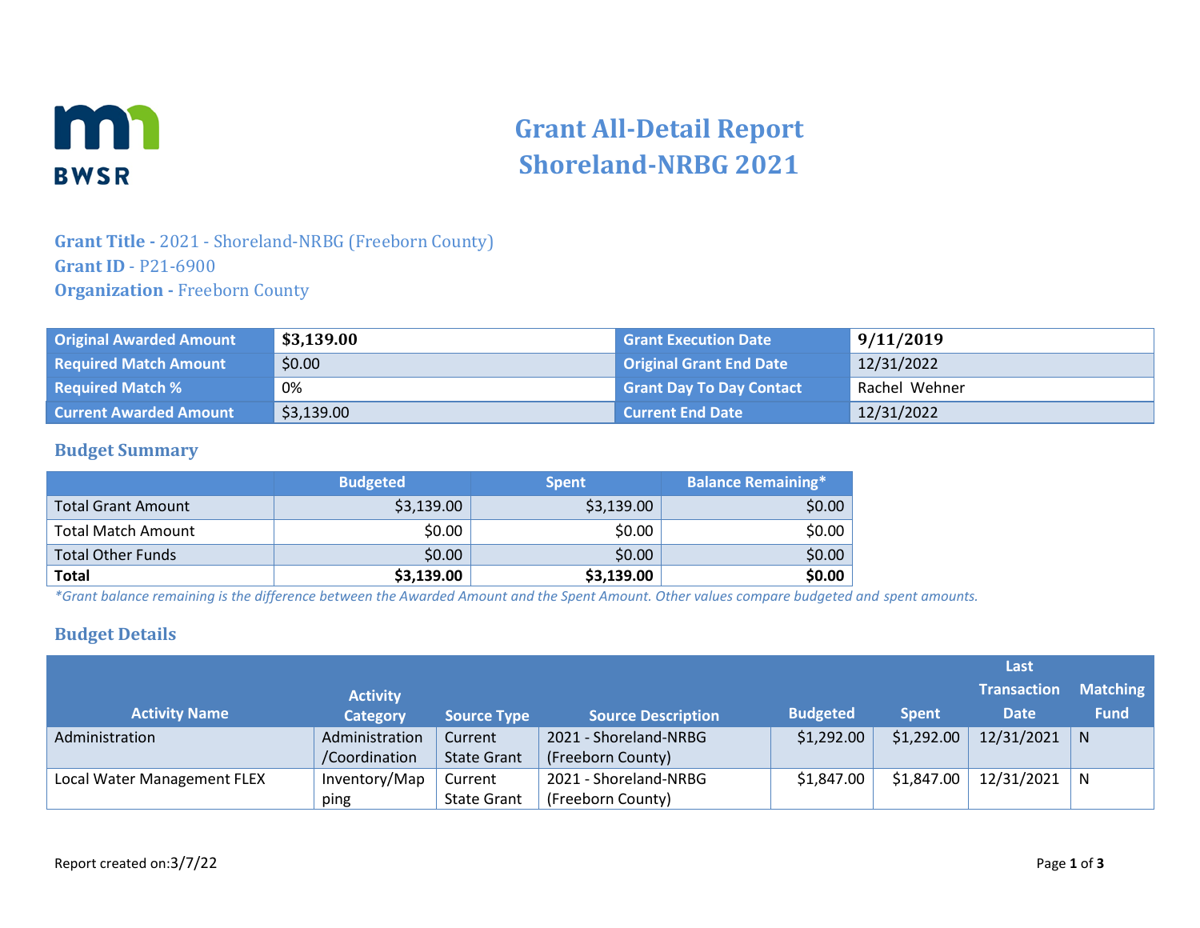# Grant All-Detail Report
# Shoreland-NRBG 2021

**Grant Title -** 2021 - Shoreland-NRBG (Freeborn County)
**Grant ID** - P21-6900
**Organization -** Freeborn County

| Original Awarded Amount | $3,139.00 | Grant Execution Date | 9/11/2019 |
|---|---|---|---|
| Required Match Amount | $0.00 | Original Grant End Date | 12/31/2022 |
| Required Match % | 0% | Grant Day To Day Contact | Rachel Wehner |
| Current Awarded Amount | $3,139.00 | Current End Date | 12/31/2022 |

## Budget Summary

| | Budgeted | Spent | Balance Remaining* |
|---|---|---|---|
| Total Grant Amount | $3,139.00 | $3,139.00 | $0.00 |
| Total Match Amount | $0.00 | $0.00 | $0.00 |
| Total Other Funds | $0.00 | $0.00 | $0.00 |
| **Total** | **$3,139.00** | **$3,139.00** | **$0.00** |

*\*Grant balance remaining is the difference between the Awarded Amount and the Spent Amount. Other values compare budgeted and spent amounts.*

## Budget Details

| Activity Name | Activity Category | Source Type | Source Description | Budgeted | Spent | Last Transaction Date | Matching Fund |
|---|---|---|---|---|---|---|---|
| Administration | Administration /Coordination | Current State Grant | 2021 - Shoreland-NRBG (Freeborn County) | $1,292.00 | $1,292.00 | 12/31/2021 | N |
| Local Water Management FLEX | Inventory/Mapping | Current State Grant | 2021 - Shoreland-NRBG (Freeborn County) | $1,847.00 | $1,847.00 | 12/31/2021 | N |

Report created on:3/7/22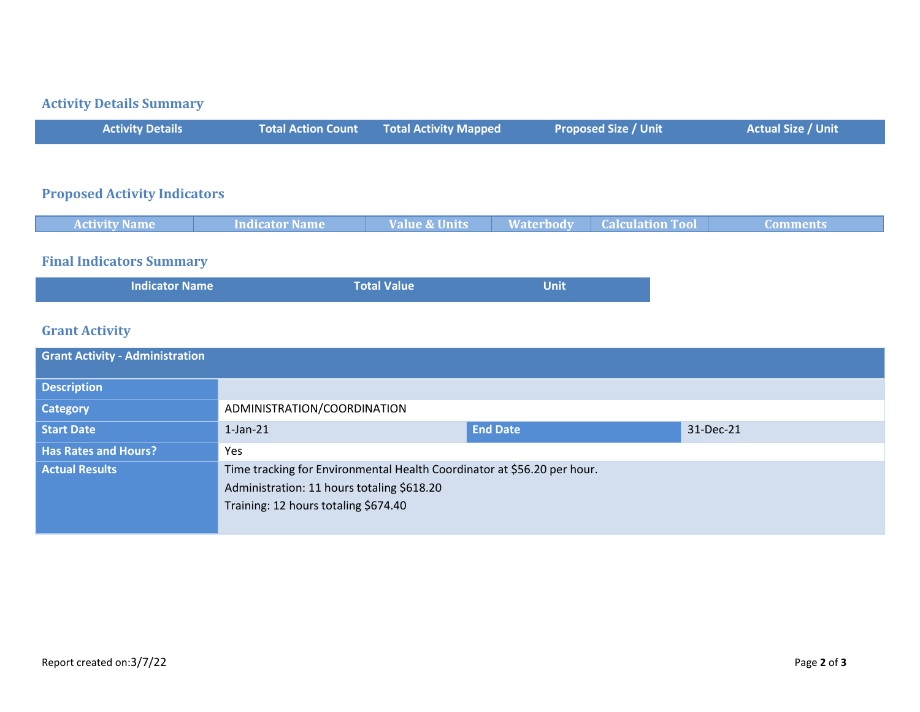## Activity Details Summary

| Activity Details | Total Action Count | Total Activity Mapped | Proposed Size / Unit | Actual Size / Unit |
| --- | --- | --- | --- | --- |

## Proposed Activity Indicators

| Activity Name | Indicator Name | Value & Units | Waterbody | Calculation Tool | Comments |
| --- | --- | --- | --- | --- | --- |

## Final Indicators Summary

| Indicator Name | Total Value | Unit |
| --- | --- | --- |

## Grant Activity

| Grant Activity - Administration | | | |
| --- | --- | --- | --- |
| **Description** | | | |
| **Category** | ADMINISTRATION/COORDINATION | | |
| **Start Date** | 1-Jan-21 | **End Date** | 31-Dec-21 |
| **Has Rates and Hours?** | Yes | | |
| **Actual Results** | Time tracking for Environmental Health Coordinator at $56.20 per hour.<br>Administration: 11 hours totaling $618.20<br>Training: 12 hours totaling $674.40 | | |

Report created on:3/7/22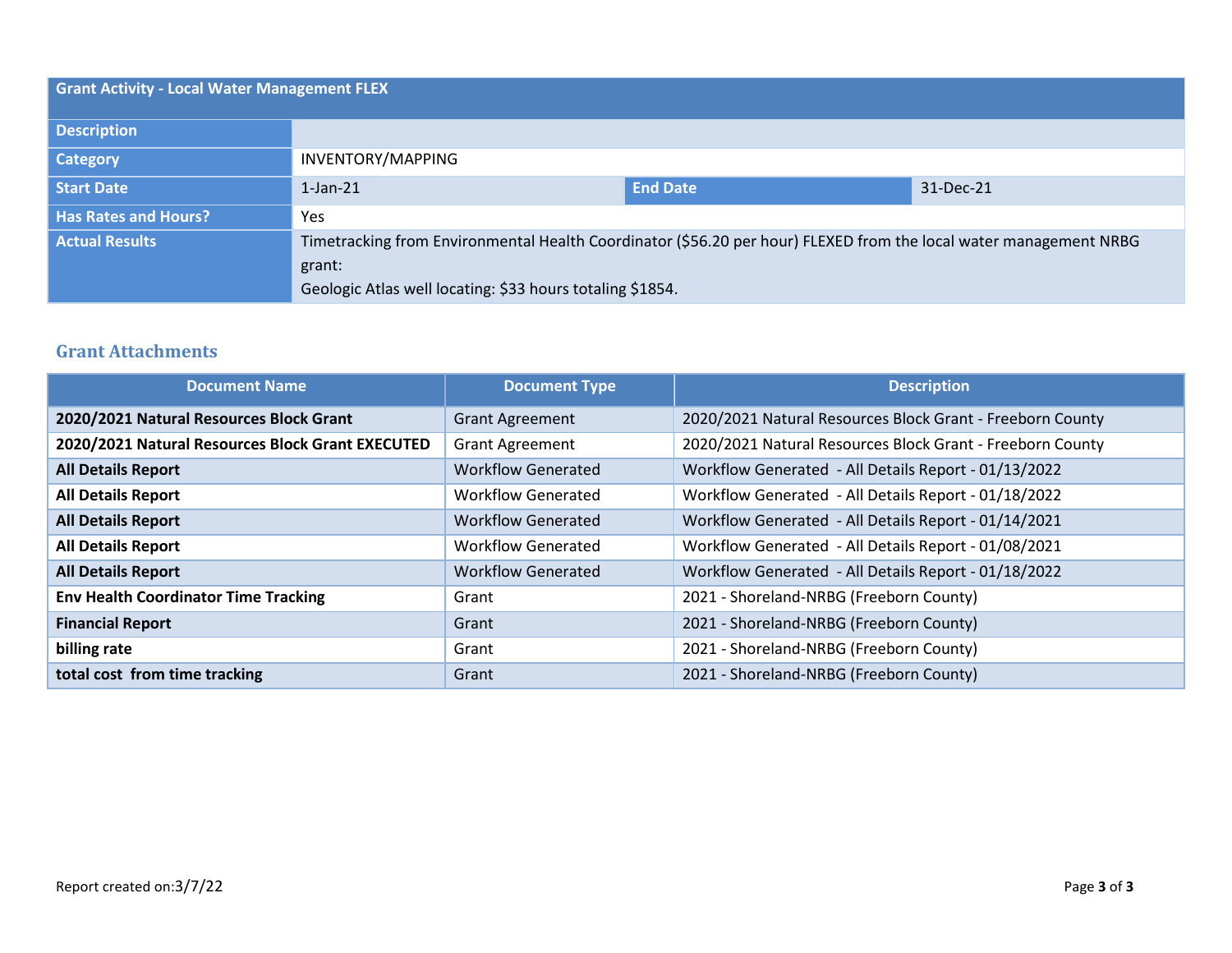| Grant Activity - Local Water Management FLEX | | | |
|---|---|---|---|
| **Description** | | | |
| **Category** | INVENTORY/MAPPING | | |
| **Start Date** | 1-Jan-21 | **End Date** | 31-Dec-21 |
| **Has Rates and Hours?** | Yes | | |
| **Actual Results** | Timetracking from Environmental Health Coordinator ($56.20 per hour) FLEXED from the local water management NRBG grant:<br>Geologic Atlas well locating: $33 hours totaling $1854. | | |

## Grant Attachments

| Document Name | Document Type | Description |
|---|---|---|
| **2020/2021 Natural Resources Block Grant** | Grant Agreement | 2020/2021 Natural Resources Block Grant - Freeborn County |
| **2020/2021 Natural Resources Block Grant EXECUTED** | Grant Agreement | 2020/2021 Natural Resources Block Grant - Freeborn County |
| **All Details Report** | Workflow Generated | Workflow Generated - All Details Report - 01/13/2022 |
| **All Details Report** | Workflow Generated | Workflow Generated - All Details Report - 01/18/2022 |
| **All Details Report** | Workflow Generated | Workflow Generated - All Details Report - 01/14/2021 |
| **All Details Report** | Workflow Generated | Workflow Generated - All Details Report - 01/08/2021 |
| **All Details Report** | Workflow Generated | Workflow Generated - All Details Report - 01/18/2022 |
| **Env Health Coordinator Time Tracking** | Grant | 2021 - Shoreland-NRBG (Freeborn County) |
| **Financial Report** | Grant | 2021 - Shoreland-NRBG (Freeborn County) |
| **billing rate** | Grant | 2021 - Shoreland-NRBG (Freeborn County) |
| **total cost from time tracking** | Grant | 2021 - Shoreland-NRBG (Freeborn County) |

Report created on:3/7/22